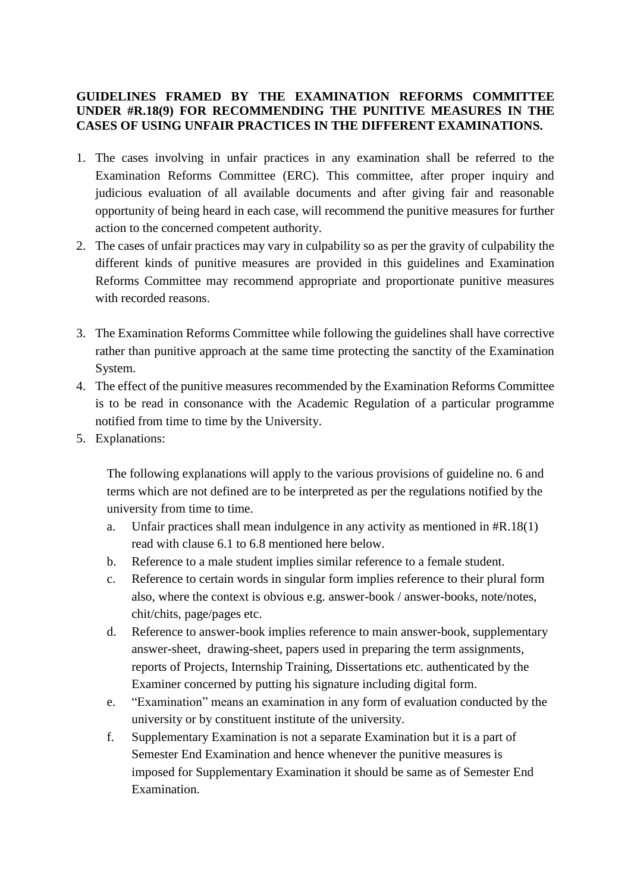**GUIDELINES FRAMED BY THE EXAMINATION REFORMS COMMITTEE UNDER #R.18(9) FOR RECOMMENDING THE PUNITIVE MEASURES IN THE CASES OF USING UNFAIR PRACTICES IN THE DIFFERENT EXAMINATIONS.**

1. The cases involving in unfair practices in any examination shall be referred to the Examination Reforms Committee (ERC). This committee, after proper inquiry and judicious evaluation of all available documents and after giving fair and reasonable opportunity of being heard in each case, will recommend the punitive measures for further action to the concerned competent authority.
2. The cases of unfair practices may vary in culpability so as per the gravity of culpability the different kinds of punitive measures are provided in this guidelines and Examination Reforms Committee may recommend appropriate and proportionate punitive measures with recorded reasons.
3. The Examination Reforms Committee while following the guidelines shall have corrective rather than punitive approach at the same time protecting the sanctity of the Examination System.
4. The effect of the punitive measures recommended by the Examination Reforms Committee is to be read in consonance with the Academic Regulation of a particular programme notified from time to time by the University.
5. Explanations:

   The following explanations will apply to the various provisions of guideline no. 6 and terms which are not defined are to be interpreted as per the regulations notified by the university from time to time.

   a. Unfair practices shall mean indulgence in any activity as mentioned in #R.18(1) read with clause 6.1 to 6.8 mentioned here below.
   b. Reference to a male student implies similar reference to a female student.
   c. Reference to certain words in singular form implies reference to their plural form also, where the context is obvious e.g. answer-book / answer-books, note/notes, chit/chits, page/pages etc.
   d. Reference to answer-book implies reference to main answer-book, supplementary answer-sheet, drawing-sheet, papers used in preparing the term assignments, reports of Projects, Internship Training, Dissertations etc. authenticated by the Examiner concerned by putting his signature including digital form.
   e. "Examination" means an examination in any form of evaluation conducted by the university or by constituent institute of the university.
   f. Supplementary Examination is not a separate Examination but it is a part of Semester End Examination and hence whenever the punitive measures is imposed for Supplementary Examination it should be same as of Semester End Examination.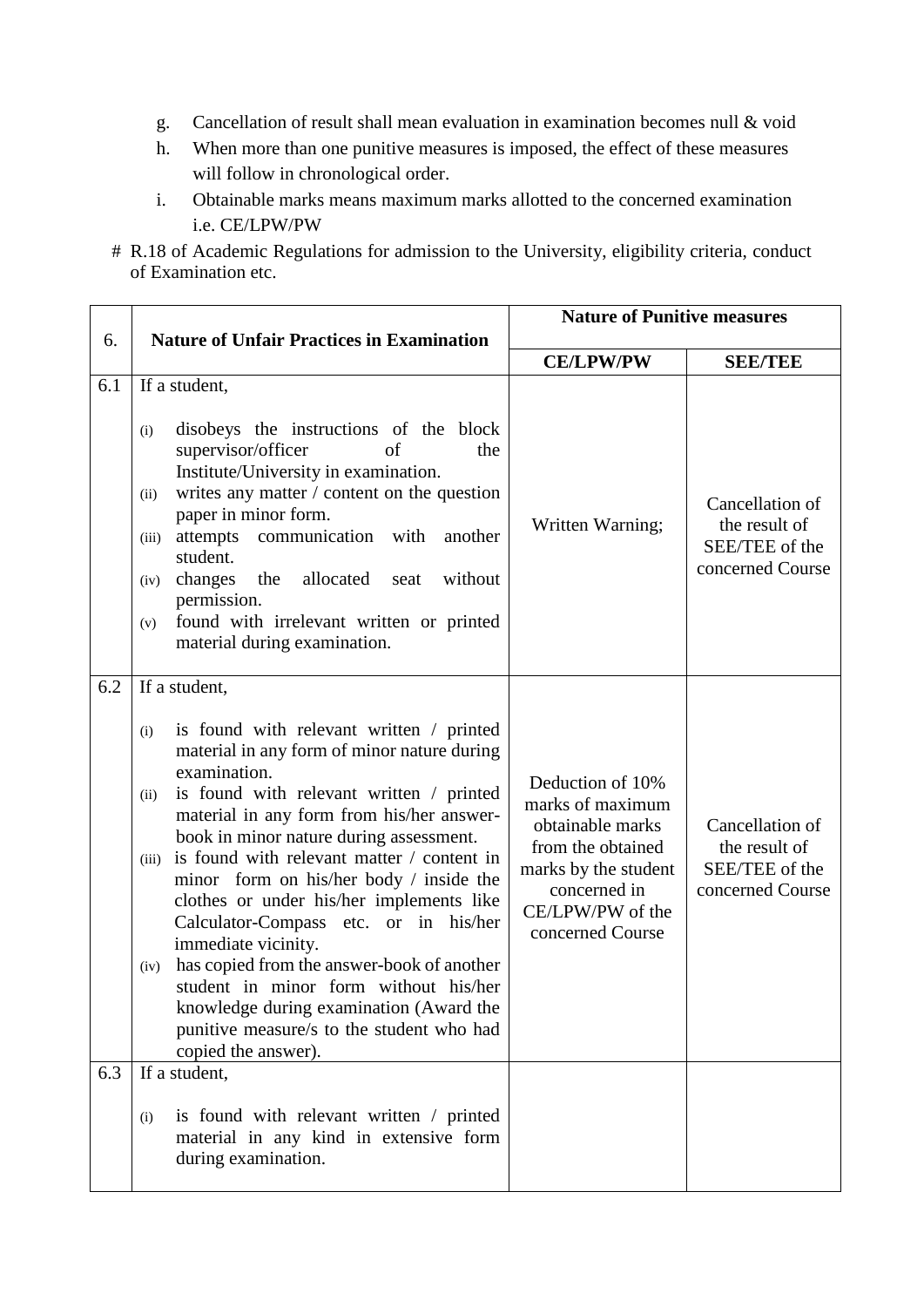g. Cancellation of result shall mean evaluation in examination becomes null & void
h. When more than one punitive measures is imposed, the effect of these measures will follow in chronological order.
i. Obtainable marks means maximum marks allotted to the concerned examination i.e. CE/LPW/PW

# R.18 of Academic Regulations for admission to the University, eligibility criteria, conduct of Examination etc.

| 6. | Nature of Unfair Practices in Examination | Nature of Punitive measures | |
|---|---|---|---|
| | | **CE/LPW/PW** | **SEE/TEE** |
| 6.1 | If a student,<br>(i) disobeys the instructions of the block supervisor/officer of the Institute/University in examination.<br>(ii) writes any matter / content on the question paper in minor form.<br>(iii) attempts communication with another student.<br>(iv) changes the allocated seat without permission.<br>(v) found with irrelevant written or printed material during examination. | Written Warning; | Cancellation of the result of SEE/TEE of the concerned Course |
| 6.2 | If a student,<br>(i) is found with relevant written / printed material in any form of minor nature during examination.<br>(ii) is found with relevant written / printed material in any form from his/her answer-book in minor nature during assessment.<br>(iii) is found with relevant matter / content in minor form on his/her body / inside the clothes or under his/her implements like Calculator-Compass etc. or in his/her immediate vicinity.<br>(iv) has copied from the answer-book of another student in minor form without his/her knowledge during examination (Award the punitive measure/s to the student who had copied the answer). | Deduction of 10% marks of maximum obtainable marks from the obtained marks by the student concerned in CE/LPW/PW of the concerned Course | Cancellation of the result of SEE/TEE of the concerned Course |
| 6.3 | If a student,<br>(i) is found with relevant written / printed material in any kind in extensive form during examination. | | |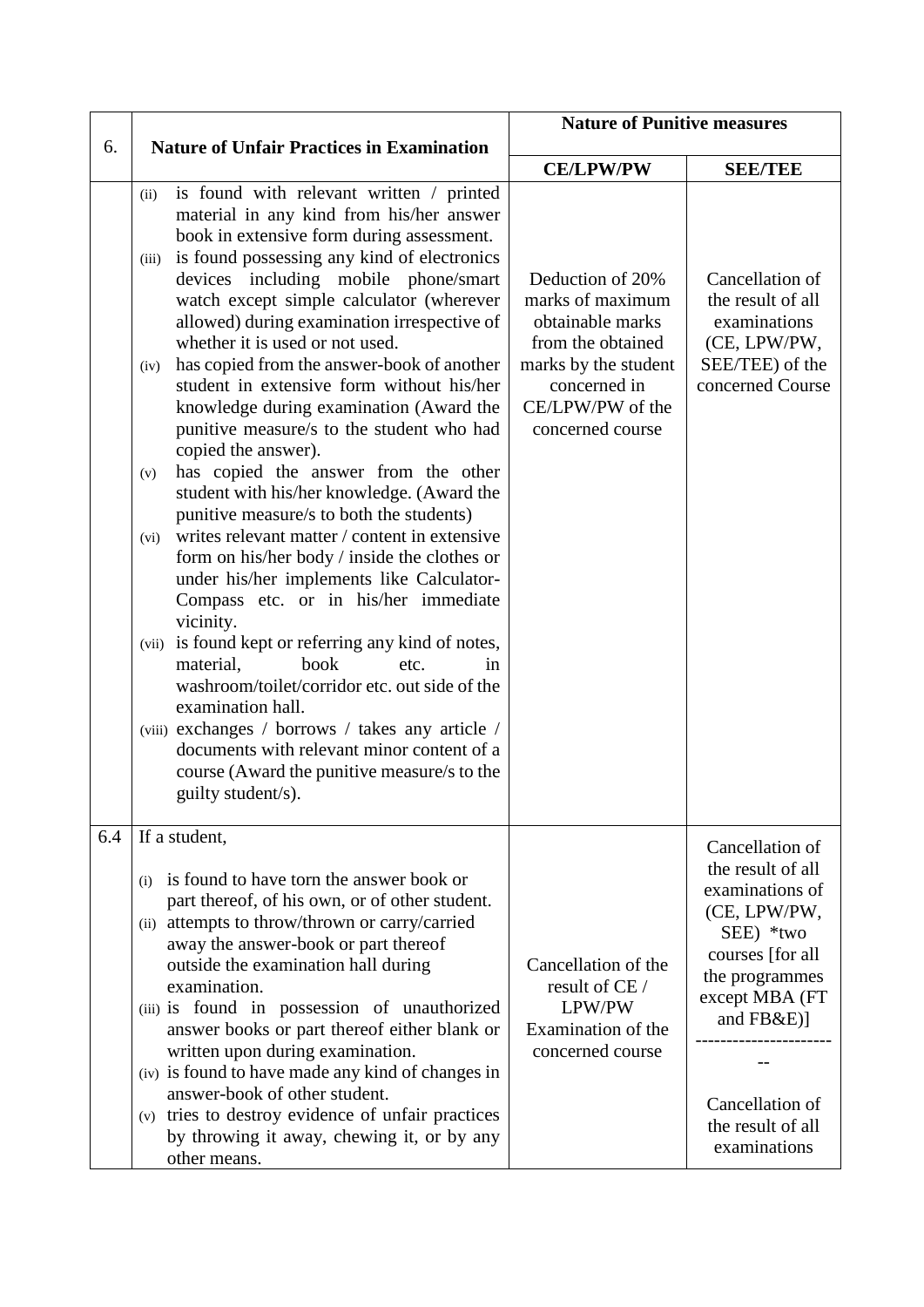| 6. | Nature of Unfair Practices in Examination | Nature of Punitive measures | |
|---|---|---|---|
| | | **CE/LPW/PW** | **SEE/TEE** |
| | (ii) is found with relevant written / printed material in any kind from his/her answer book in extensive form during assessment.<br>(iii) is found possessing any kind of electronics devices including mobile phone/smart watch except simple calculator (wherever allowed) during examination irrespective of whether it is used or not used.<br>(iv) has copied from the answer-book of another student in extensive form without his/her knowledge during examination (Award the punitive measure/s to the student who had copied the answer).<br>(v) has copied the answer from the other student with his/her knowledge. (Award the punitive measure/s to both the students)<br>(vi) writes relevant matter / content in extensive form on his/her body / inside the clothes or under his/her implements like Calculator-Compass etc. or in his/her immediate vicinity.<br>(vii) is found kept or referring any kind of notes, material, book etc. in washroom/toilet/corridor etc. out side of the examination hall.<br>(viii) exchanges / borrows / takes any article / documents with relevant minor content of a course (Award the punitive measure/s to the guilty student/s). | Deduction of 20% marks of maximum obtainable marks from the obtained marks by the student concerned in CE/LPW/PW of the concerned course | Cancellation of the result of all examinations (CE, LPW/PW, SEE/TEE) of the concerned Course |
| 6.4 | If a student,<br>(i) is found to have torn the answer book or part thereof, of his own, or of other student.<br>(ii) attempts to throw/thrown or carry/carried away the answer-book or part thereof outside the examination hall during examination.<br>(iii) is found in possession of unauthorized answer books or part thereof either blank or written upon during examination.<br>(iv) is found to have made any kind of changes in answer-book of other student.<br>(v) tries to destroy evidence of unfair practices by throwing it away, chewing it, or by any other means. | Cancellation of the result of CE / LPW/PW Examination of the concerned course | Cancellation of the result of all examinations of (CE, LPW/PW, SEE) *two courses [for all the programmes except MBA (FT and FB&E)]<br>-----------------------<br>Cancellation of the result of all examinations |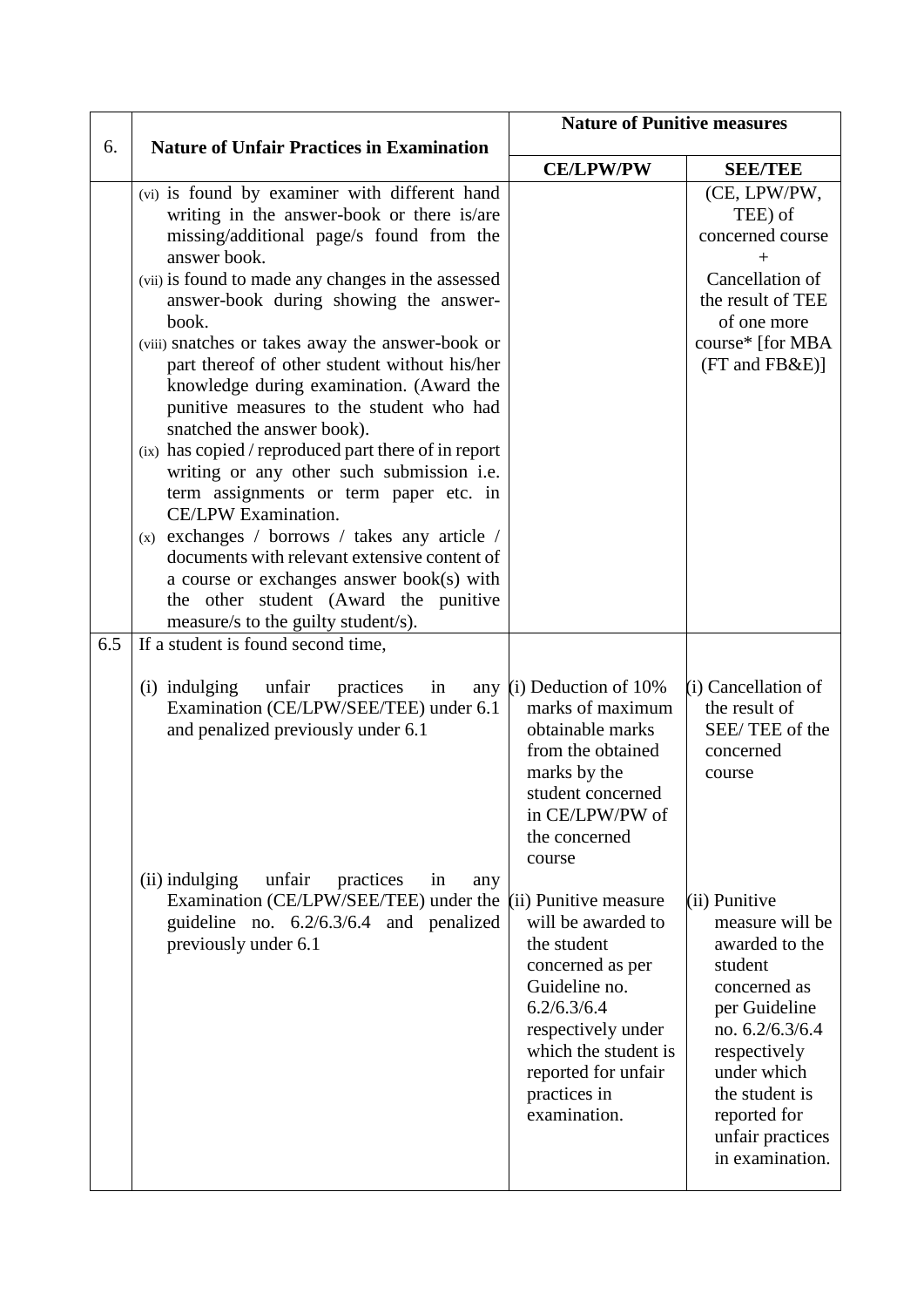| 6. | Nature of Unfair Practices in Examination | Nature of Punitive measures | |
|---|---|---|---|
| | | **CE/LPW/PW** | **SEE/TEE** |
| | (vi) is found by examiner with different hand writing in the answer-book or there is/are missing/additional page/s found from the answer book.<br>(vii) is found to made any changes in the assessed answer-book during showing the answer-book.<br>(viii) snatches or takes away the answer-book or part thereof of other student without his/her knowledge during examination. (Award the punitive measures to the student who had snatched the answer book).<br>(ix) has copied / reproduced part there of in report writing or any other such submission i.e. term assignments or term paper etc. in CE/LPW Examination.<br>(x) exchanges / borrows / takes any article / documents with relevant extensive content of a course or exchanges answer book(s) with the other student (Award the punitive measure/s to the guilty student/s). | | (CE, LPW/PW, TEE) of concerned course + Cancellation of the result of TEE of one more course* [for MBA (FT and FB&E)] |
| 6.5 | If a student is found second time,<br><br>(i) indulging unfair practices in any Examination (CE/LPW/SEE/TEE) under 6.1 and penalized previously under 6.1<br><br>(ii) indulging unfair practices in any Examination (CE/LPW/SEE/TEE) under the guideline no. 6.2/6.3/6.4 and penalized previously under 6.1 | (i) Deduction of 10% marks of maximum obtainable marks from the obtained marks by the student concerned in CE/LPW/PW of the concerned course<br><br>(ii) Punitive measure will be awarded to the student concerned as per Guideline no. 6.2/6.3/6.4 respectively under which the student is reported for unfair practices in examination. | (i) Cancellation of the result of SEE/ TEE of the concerned course<br><br>(ii) Punitive measure will be awarded to the student concerned as per Guideline no. 6.2/6.3/6.4 respectively under which the student is reported for unfair practices in examination. |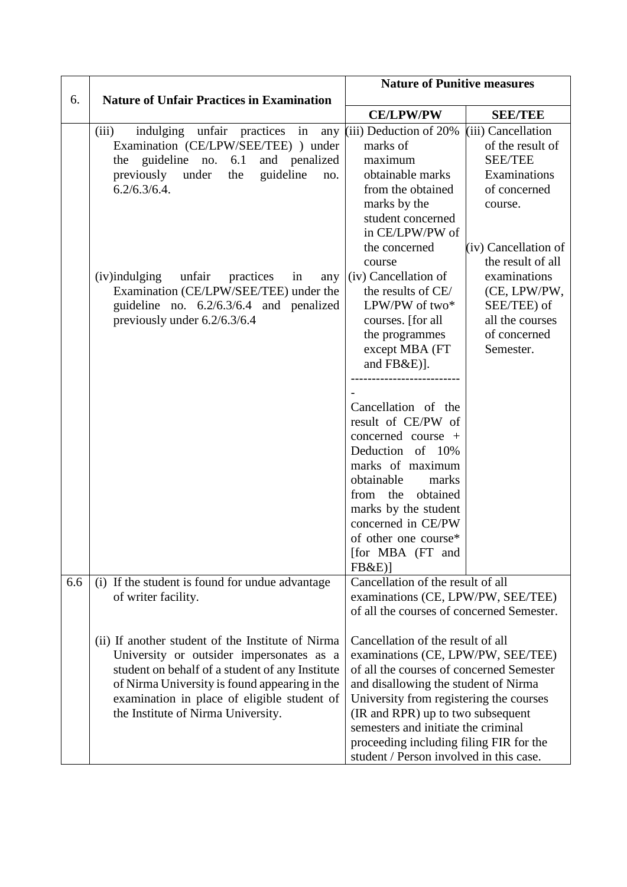| 6. | Nature of Unfair Practices in Examination | Nature of Punitive measures | |
|---|---|---|---|
| | | **CE/LPW/PW** | **SEE/TEE** |
| | (iii) indulging unfair practices in any Examination (CE/LPW/SEE/TEE) ) under the guideline no. 6.1 and penalized previously under the guideline no. 6.2/6.3/6.4. | (iii) Deduction of 20% marks of maximum obtainable marks from the obtained marks by the student concerned in CE/LPW/PW of the concerned course | (iii) Cancellation of the result of SEE/TEE Examinations of concerned course. |
| | (iv)indulging unfair practices in any Examination (CE/LPW/SEE/TEE) under the guideline no. 6.2/6.3/6.4 and penalized previously under 6.2/6.3/6.4 | (iv) Cancellation of the results of CE/ LPW/PW of two* courses. [for all the programmes except MBA (FT and FB&E)].<br>--------------------------<br>Cancellation of the result of CE/PW of concerned course + Deduction of 10% marks of maximum obtainable marks from the obtained marks by the student concerned in CE/PW of other one course* [for MBA (FT and FB&E)] | (iv) Cancellation of the result of all examinations (CE, LPW/PW, SEE/TEE) of all the courses of concerned Semester. |
| 6.6 | (i) If the student is found for undue advantage of writer facility. | Cancellation of the result of all examinations (CE, LPW/PW, SEE/TEE) of all the courses of concerned Semester. | |
| | (ii) If another student of the Institute of Nirma University or outsider impersonates as a student on behalf of a student of any Institute of Nirma University is found appearing in the examination in place of eligible student of the Institute of Nirma University. | Cancellation of the result of all examinations (CE, LPW/PW, SEE/TEE) of all the courses of concerned Semester and disallowing the student of Nirma University from registering the courses (IR and RPR) up to two subsequent semesters and initiate the criminal proceeding including filing FIR for the student / Person involved in this case. | |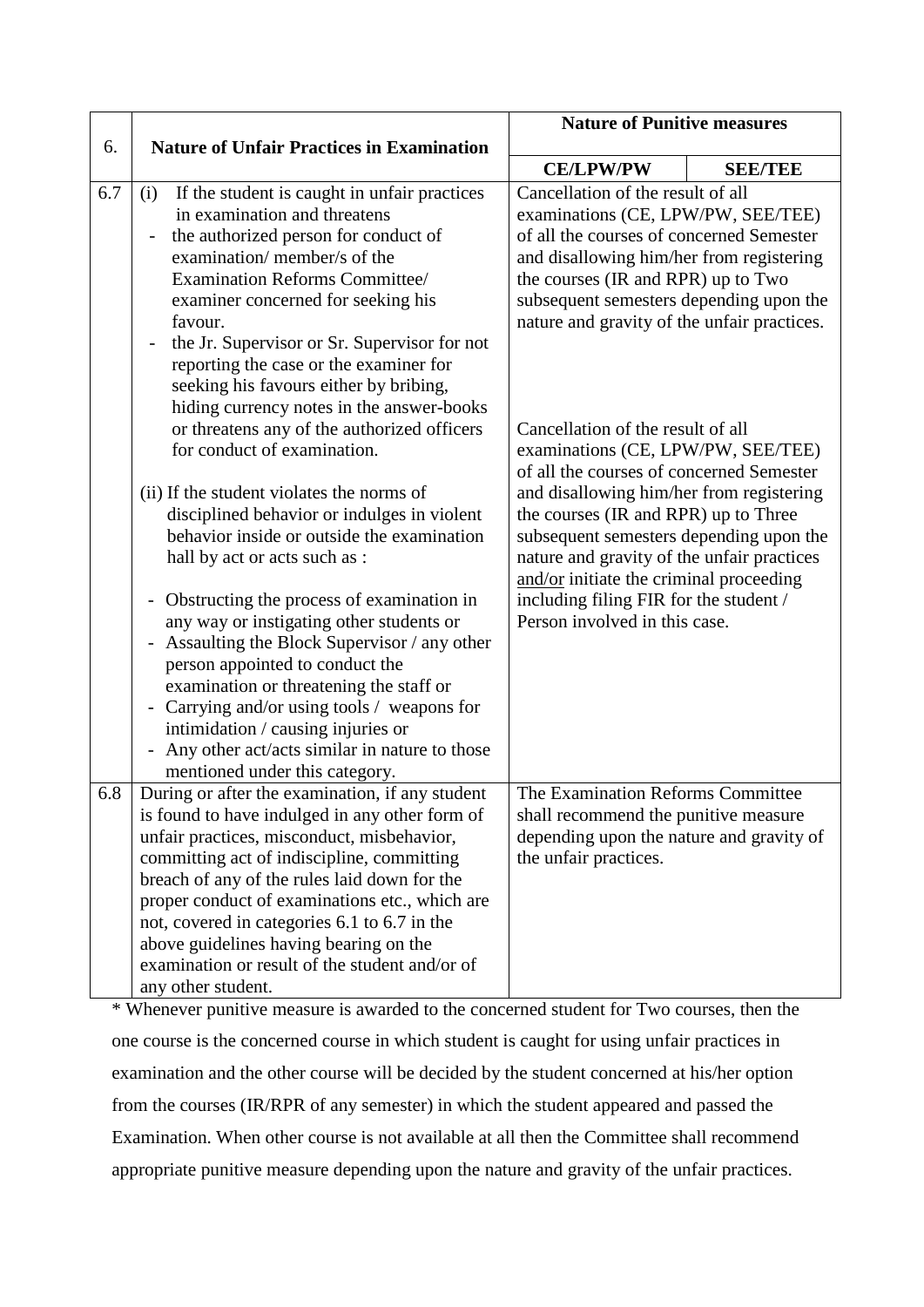| 6. | Nature of Unfair Practices in Examination | Nature of Punitive measures | |
|---|---|---|---|
| | | **CE/LPW/PW** | **SEE/TEE** |
| 6.7 | (i) If the student is caught in unfair practices in examination and threatens<br>- the authorized person for conduct of examination/ member/s of the Examination Reforms Committee/ examiner concerned for seeking his favour.<br>- the Jr. Supervisor or Sr. Supervisor for not reporting the case or the examiner for seeking his favours either by bribing, hiding currency notes in the answer-books or threatens any of the authorized officers for conduct of examination. | Cancellation of the result of all examinations (CE, LPW/PW, SEE/TEE) of all the courses of concerned Semester and disallowing him/her from registering the courses (IR and RPR) up to Two subsequent semesters depending upon the nature and gravity of the unfair practices. | |
| | (ii) If the student violates the norms of disciplined behavior or indulges in violent behavior inside or outside the examination hall by act or acts such as :<br>- Obstructing the process of examination in any way or instigating other students or<br>- Assaulting the Block Supervisor / any other person appointed to conduct the examination or threatening the staff or<br>- Carrying and/or using tools / weapons for intimidation / causing injuries or<br>- Any other act/acts similar in nature to those mentioned under this category. | Cancellation of the result of all examinations (CE, LPW/PW, SEE/TEE) of all the courses of concerned Semester and disallowing him/her from registering the courses (IR and RPR) up to Three subsequent semesters depending upon the nature and gravity of the unfair practices and/or initiate the criminal proceeding including filing FIR for the student / Person involved in this case. | |
| 6.8 | During or after the examination, if any student is found to have indulged in any other form of unfair practices, misconduct, misbehavior, committing act of indiscipline, committing breach of any of the rules laid down for the proper conduct of examinations etc., which are not, covered in categories 6.1 to 6.7 in the above guidelines having bearing on the examination or result of the student and/or of any other student. | The Examination Reforms Committee shall recommend the punitive measure depending upon the nature and gravity of the unfair practices. | |

\* Whenever punitive measure is awarded to the concerned student for Two courses, then the one course is the concerned course in which student is caught for using unfair practices in examination and the other course will be decided by the student concerned at his/her option from the courses (IR/RPR of any semester) in which the student appeared and passed the Examination. When other course is not available at all then the Committee shall recommend appropriate punitive measure depending upon the nature and gravity of the unfair practices.